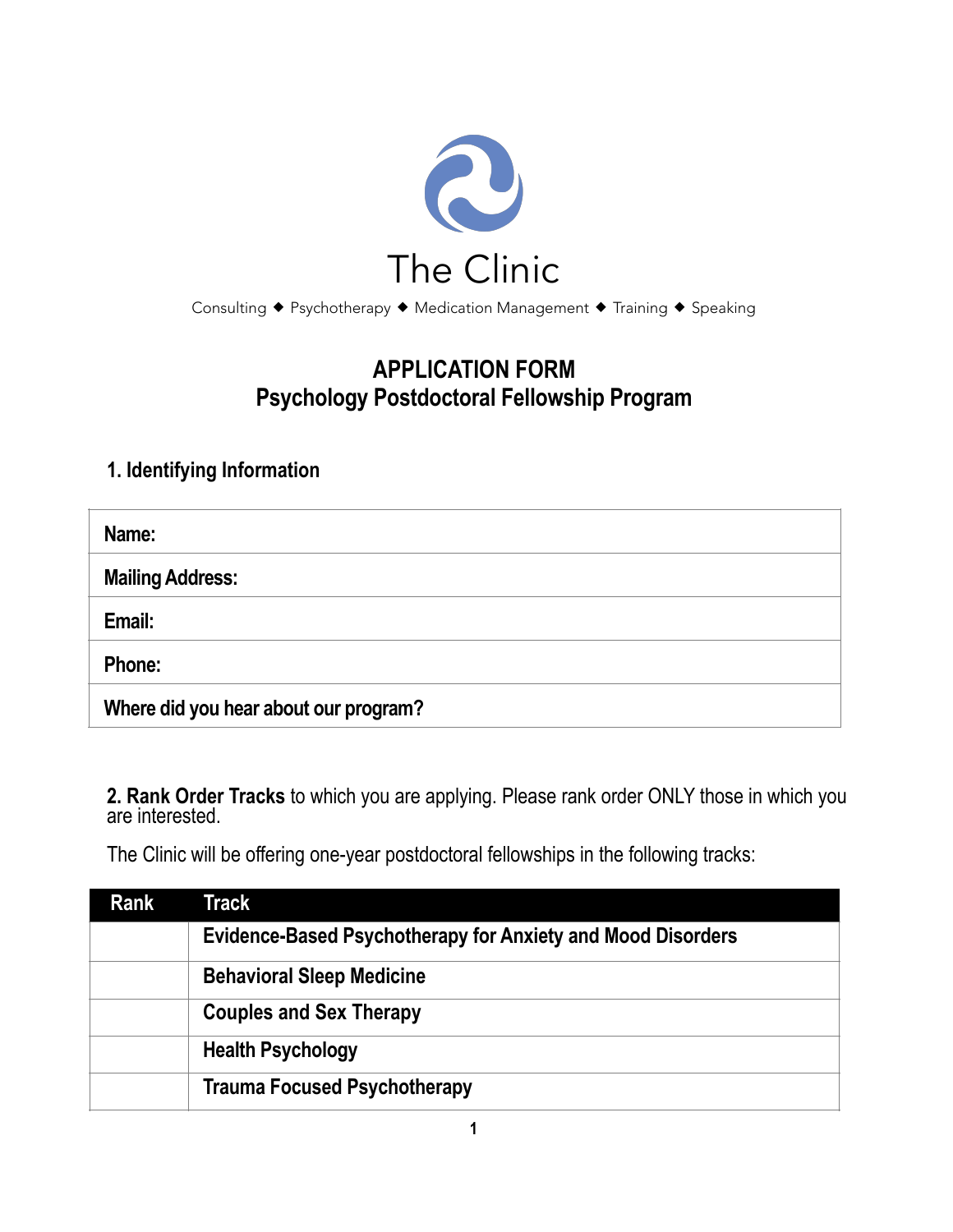# The Clinic

Consulting ◆ Psychotherapy ◆ Medication Management ◆ Training ◆ Speaking

## APPLICATION FORM
## Psychology Postdoctoral Fellowship Program

### 1. Identifying Information

| |
|---|
| **Name:** |
| **Mailing Address:** |
| **Email:** |
| **Phone:** |
| **Where did you hear about our program?** |

**2. Rank Order Tracks** to which you are applying. Please rank order ONLY those in which you are interested.

The Clinic will be offering one-year postdoctoral fellowships in the following tracks:

| Rank | Track |
|---|---|
| | **Evidence-Based Psychotherapy for Anxiety and Mood Disorders** |
| | **Behavioral Sleep Medicine** |
| | **Couples and Sex Therapy** |
| | **Health Psychology** |
| | **Trauma Focused Psychotherapy** |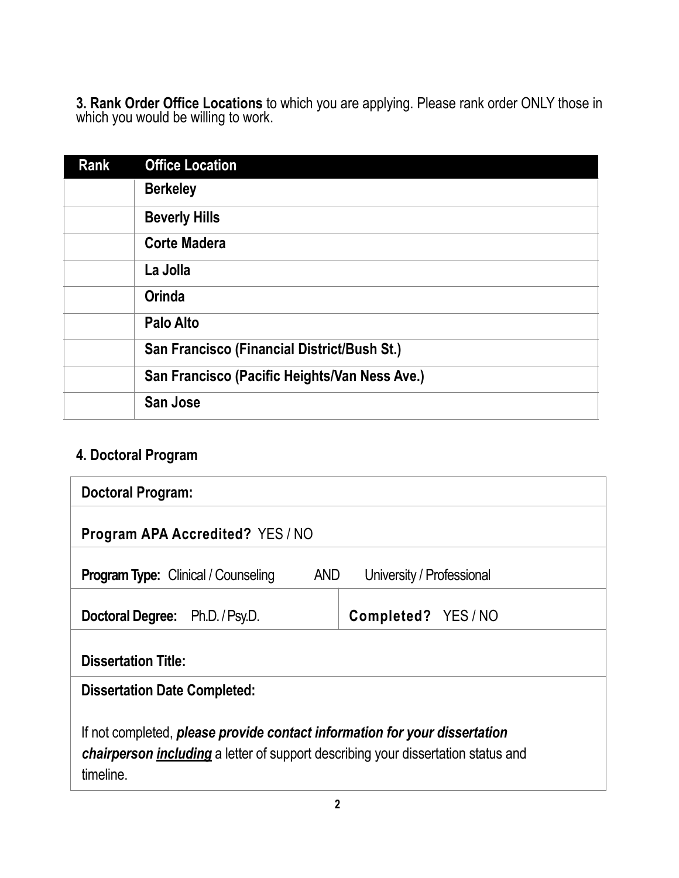**3. Rank Order Office Locations** to which you are applying. Please rank order ONLY those in which you would be willing to work.

| Rank | Office Location |
|---|---|
| | **Berkeley** |
| | **Beverly Hills** |
| | **Corte Madera** |
| | **La Jolla** |
| | **Orinda** |
| | **Palo Alto** |
| | **San Francisco (Financial District/Bush St.)** |
| | **San Francisco (Pacific Heights/Van Ness Ave.)** |
| | **San Jose** |

**4. Doctoral Program**

| | |
|---|---|
| **Doctoral Program:** | |
| **Program APA Accredited?** YES / NO | |
| **Program Type:** Clinical / Counseling AND University / Professional | |
| **Doctoral Degree:** Ph.D. / Psy.D. | **Completed?** YES / NO |
| **Dissertation Title:** | |
| **Dissertation Date Completed:** <br><br> If not completed, ***please provide contact information for your dissertation chairperson <u>including</u>*** a letter of support describing your dissertation status and timeline. | |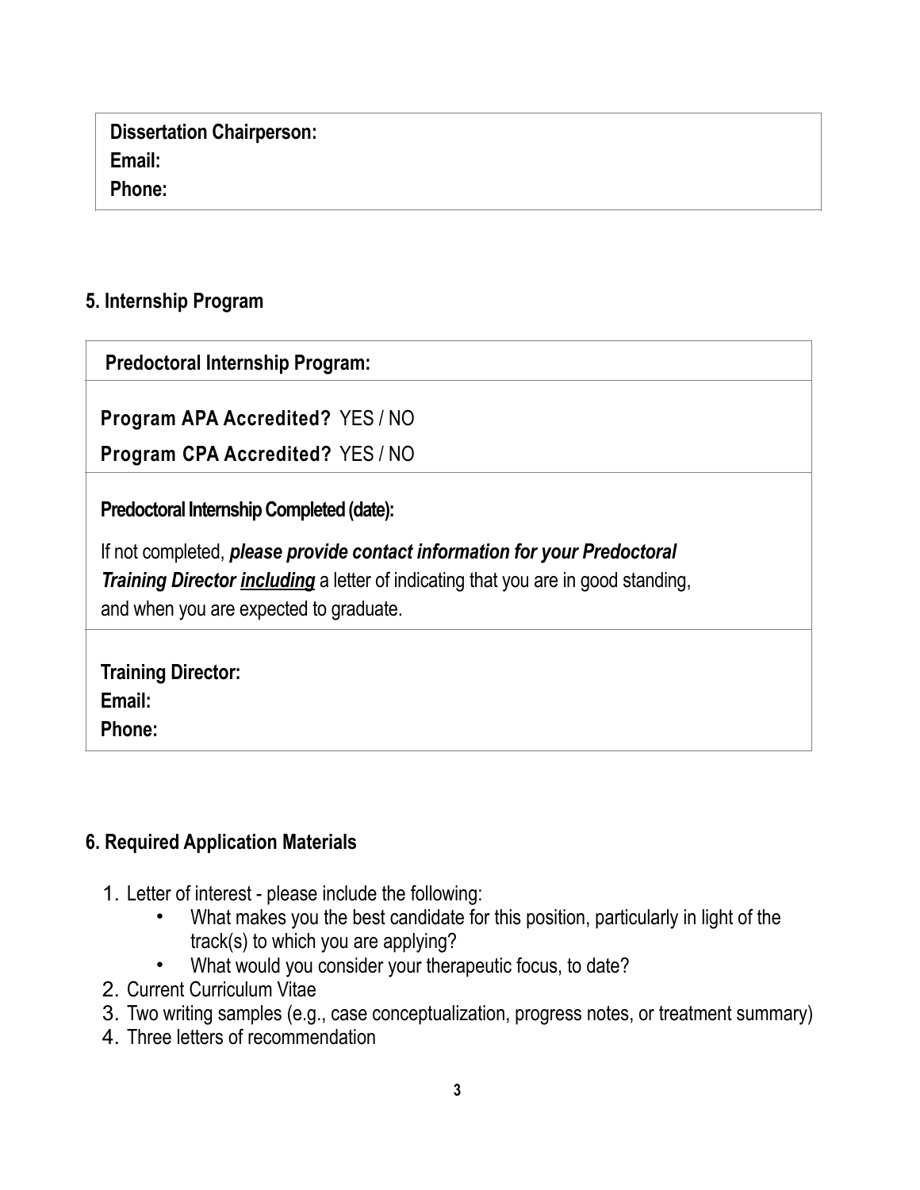**Dissertation Chairperson:**
**Email:**
**Phone:**

## 5. Internship Program

**Predoctoral Internship Program:**

**Program APA Accredited?** YES / NO

**Program CPA Accredited?** YES / NO

**Predoctoral Internship Completed (date):**

If not completed, ***please provide contact information for your Predoctoral Training Director <u>including</u>*** a letter of indicating that you are in good standing, and when you are expected to graduate.

**Training Director:**
**Email:**
**Phone:**

## 6. Required Application Materials

1. Letter of interest - please include the following:
    - What makes you the best candidate for this position, particularly in light of the track(s) to which you are applying?
    - What would you consider your therapeutic focus, to date?
2. Current Curriculum Vitae
3. Two writing samples (e.g., case conceptualization, progress notes, or treatment summary)
4. Three letters of recommendation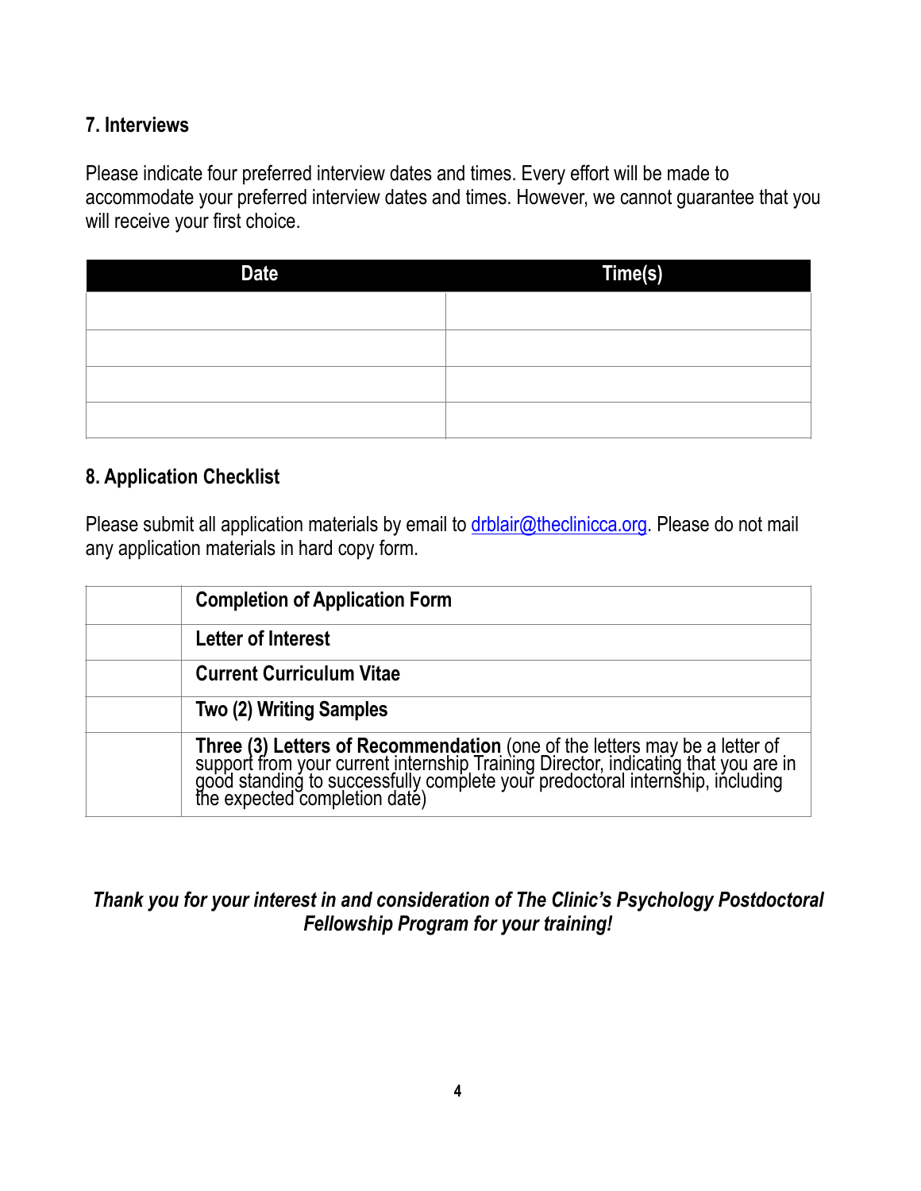## 7. Interviews

Please indicate four preferred interview dates and times. Every effort will be made to accommodate your preferred interview dates and times. However, we cannot guarantee that you will receive your first choice.

| Date | Time(s) |
|---|---|
| | |
| | |
| | |
| | |

## 8. Application Checklist

Please submit all application materials by email to drblair@theclinicca.org. Please do not mail any application materials in hard copy form.

| | |
|---|---|
| | **Completion of Application Form** |
| | **Letter of Interest** |
| | **Current Curriculum Vitae** |
| | **Two (2) Writing Samples** |
| | **Three (3) Letters of Recommendation** (one of the letters may be a letter of support from your current internship Training Director, indicating that you are in good standing to successfully complete your predoctoral internship, including the expected completion date) |

***Thank you for your interest in and consideration of The Clinic's Psychology Postdoctoral Fellowship Program for your training!***